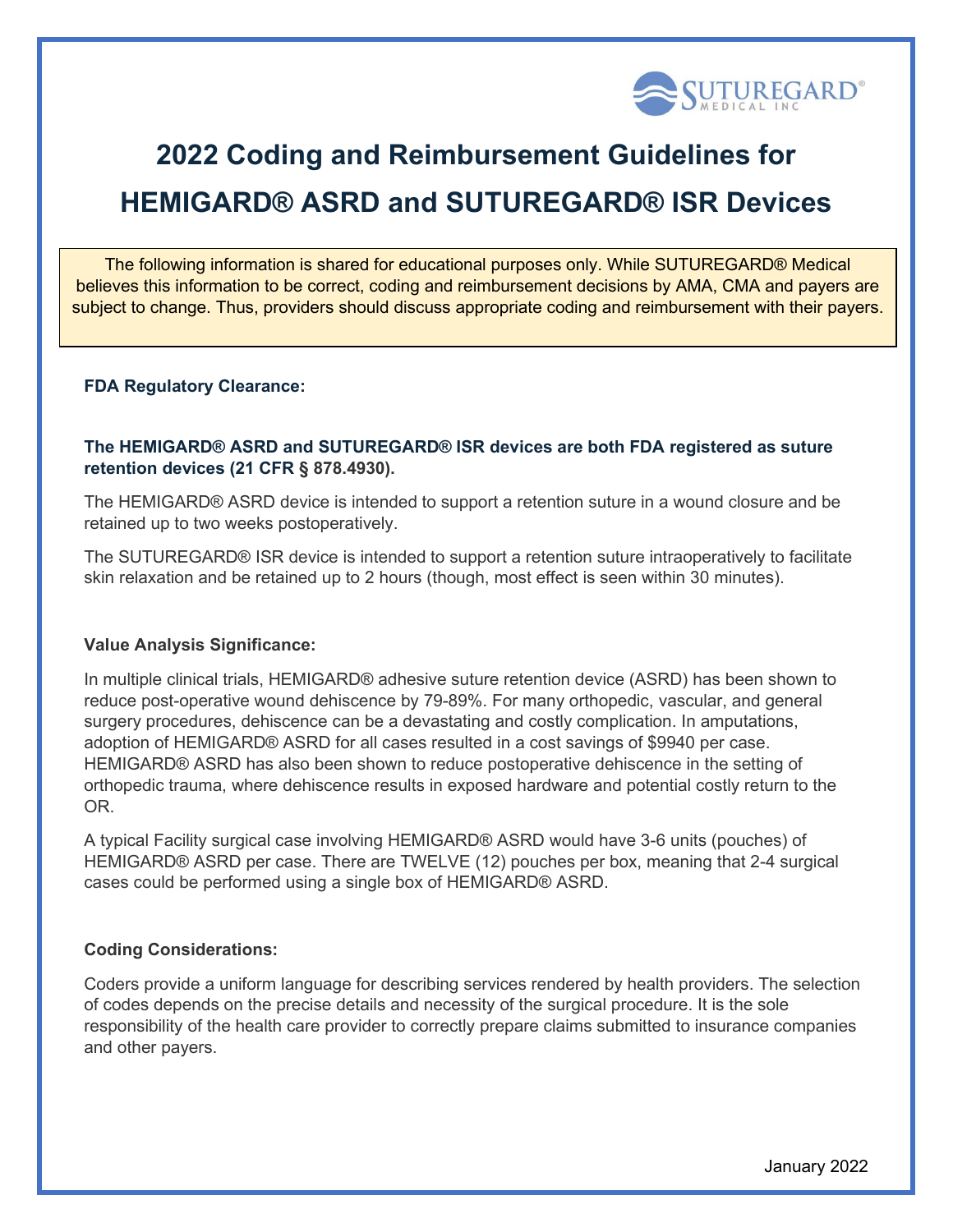# 2022 Coding and Reimbursement Guidelines for HEMIGARD® ASRD and SUTUREGARD® ISR Devices

The following information is shared for educational purposes only. While SUTUREGARD® Medical believes this information to be correct, coding and reimbursement decisions by AMA, CMA and payers are subject to change. Thus, providers should discuss appropriate coding and reimbursement with their payers.

### FDA Regulatory Clearance:

**The HEMIGARD® ASRD and SUTUREGARD® ISR devices are both FDA registered as suture retention devices (21 CFR § 878.4930).**

The HEMIGARD® ASRD device is intended to support a retention suture in a wound closure and be retained up to two weeks postoperatively.

The SUTUREGARD® ISR device is intended to support a retention suture intraoperatively to facilitate skin relaxation and be retained up to 2 hours (though, most effect is seen within 30 minutes).

### Value Analysis Significance:

In multiple clinical trials, HEMIGARD® adhesive suture retention device (ASRD) has been shown to reduce post-operative wound dehiscence by 79-89%. For many orthopedic, vascular, and general surgery procedures, dehiscence can be a devastating and costly complication. In amputations, adoption of HEMIGARD® ASRD for all cases resulted in a cost savings of $9940 per case. HEMIGARD® ASRD has also been shown to reduce postoperative dehiscence in the setting of orthopedic trauma, where dehiscence results in exposed hardware and potential costly return to the OR.

A typical Facility surgical case involving HEMIGARD® ASRD would have 3-6 units (pouches) of HEMIGARD® ASRD per case. There are TWELVE (12) pouches per box, meaning that 2-4 surgical cases could be performed using a single box of HEMIGARD® ASRD.

### Coding Considerations:

Coders provide a uniform language for describing services rendered by health providers. The selection of codes depends on the precise details and necessity of the surgical procedure. It is the sole responsibility of the health care provider to correctly prepare claims submitted to insurance companies and other payers.

January 2022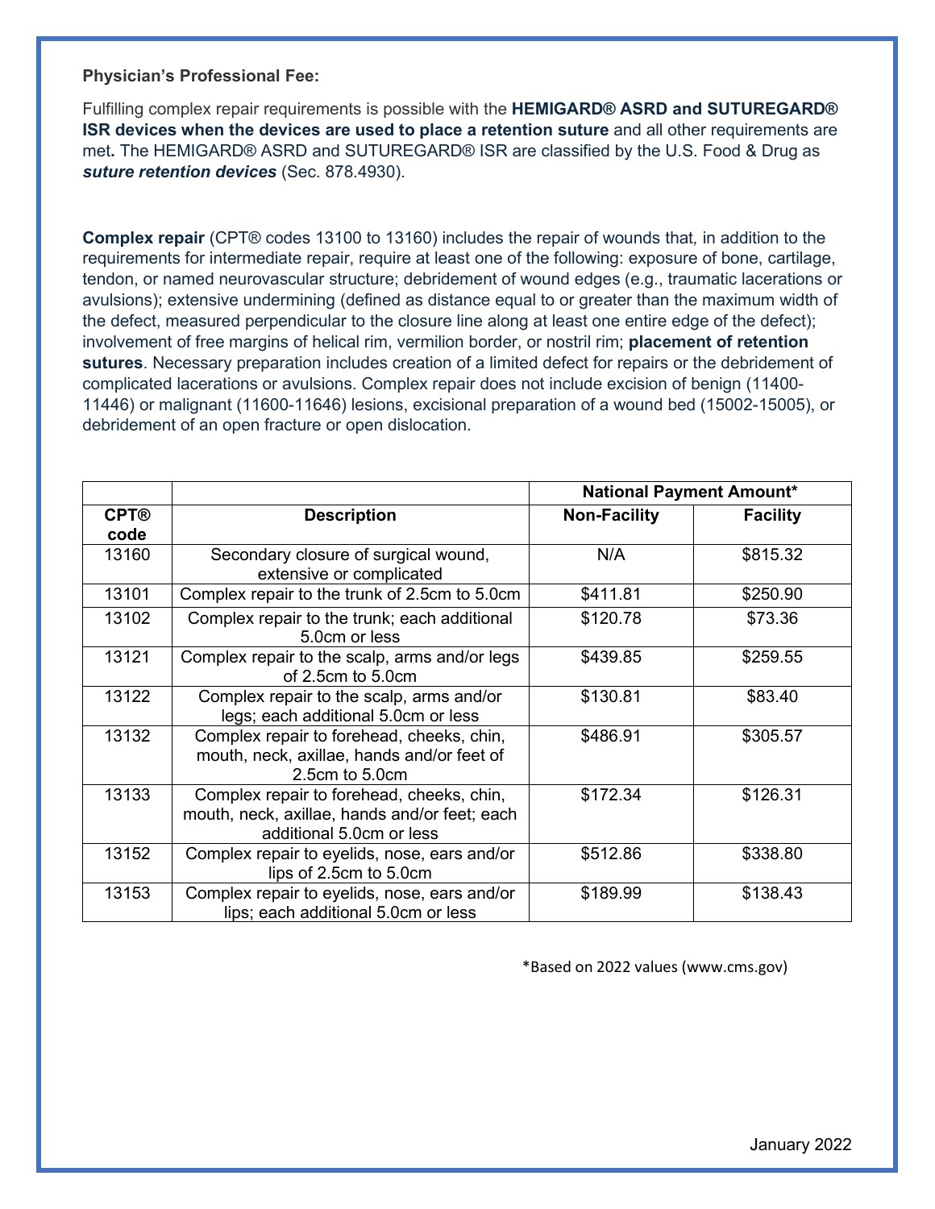**Physician's Professional Fee:**

Fulfilling complex repair requirements is possible with the **HEMIGARD® ASRD and SUTUREGARD® ISR devices when the devices are used to place a retention suture** and all other requirements are met**.** The HEMIGARD® ASRD and SUTUREGARD® ISR are classified by the U.S. Food & Drug as ***suture retention devices*** (Sec. 878.4930).

**Complex repair** (CPT® codes 13100 to 13160) includes the repair of wounds that, in addition to the requirements for intermediate repair, require at least one of the following: exposure of bone, cartilage, tendon, or named neurovascular structure; debridement of wound edges (e.g., traumatic lacerations or avulsions); extensive undermining (defined as distance equal to or greater than the maximum width of the defect, measured perpendicular to the closure line along at least one entire edge of the defect); involvement of free margins of helical rim, vermilion border, or nostril rim; **placement of retention sutures**. Necessary preparation includes creation of a limited defect for repairs or the debridement of complicated lacerations or avulsions. Complex repair does not include excision of benign (11400-11446) or malignant (11600-11646) lesions, excisional preparation of a wound bed (15002-15005), or debridement of an open fracture or open dislocation.

| | | National Payment Amount* | |
|---|---|---|---|
| **CPT® code** | **Description** | **Non-Facility** | **Facility** |
| 13160 | Secondary closure of surgical wound, extensive or complicated | N/A | $815.32 |
| 13101 | Complex repair to the trunk of 2.5cm to 5.0cm | $411.81 | $250.90 |
| 13102 | Complex repair to the trunk; each additional 5.0cm or less | $120.78 | $73.36 |
| 13121 | Complex repair to the scalp, arms and/or legs of 2.5cm to 5.0cm | $439.85 | $259.55 |
| 13122 | Complex repair to the scalp, arms and/or legs; each additional 5.0cm or less | $130.81 | $83.40 |
| 13132 | Complex repair to forehead, cheeks, chin, mouth, neck, axillae, hands and/or feet of 2.5cm to 5.0cm | $486.91 | $305.57 |
| 13133 | Complex repair to forehead, cheeks, chin, mouth, neck, axillae, hands and/or feet; each additional 5.0cm or less | $172.34 | $126.31 |
| 13152 | Complex repair to eyelids, nose, ears and/or lips of 2.5cm to 5.0cm | $512.86 | $338.80 |
| 13153 | Complex repair to eyelids, nose, ears and/or lips; each additional 5.0cm or less | $189.99 | $138.43 |

*Based on 2022 values (www.cms.gov)

January 2022